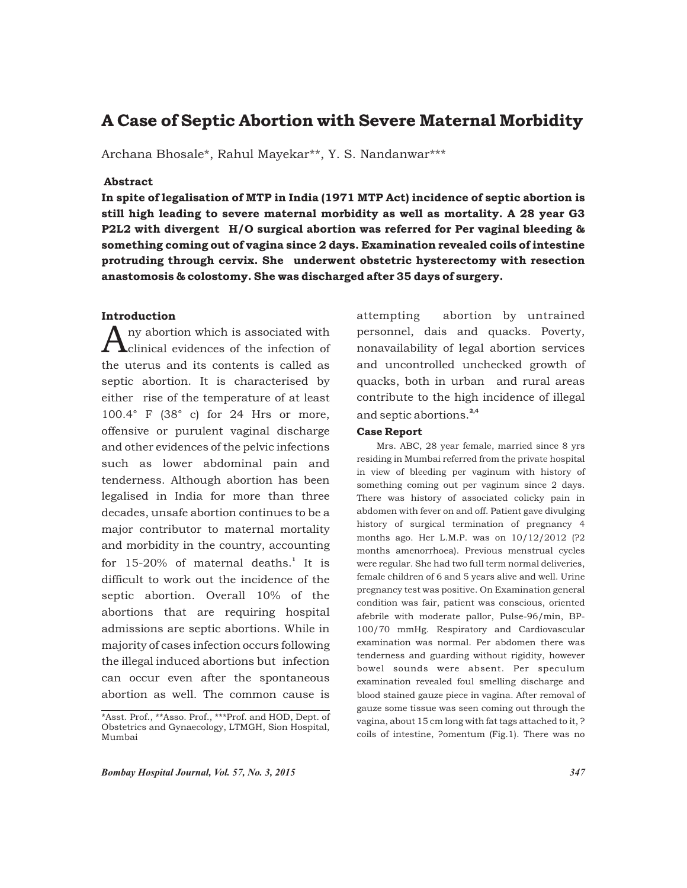# A Case of Septic Abortion with Severe Maternal Morbidity

Archana Bhosale*, Rahul Mayekar**, Y. S. Nandanwar***

**Abstract**

**In spite of legalisation of MTP in India (1971 MTP Act) incidence of septic abortion is still high leading to severe maternal morbidity as well as mortality. A 28 year G3 P2L2 with divergent H/O surgical abortion was referred for Per vaginal bleeding & something coming out of vagina since 2 days. Examination revealed coils of intestine protruding through cervix. She underwent obstetric hysterectomy with resection anastomosis & colostomy. She was discharged after 35 days of surgery.**

## Introduction

Any abortion which is associated with clinical evidences of the infection of the uterus and its contents is called as septic abortion. It is characterised by either rise of the temperature of at least 100.4° F (38° c) for 24 Hrs or more, offensive or purulent vaginal discharge and other evidences of the pelvic infections such as lower abdominal pain and tenderness. Although abortion has been legalised in India for more than three decades, unsafe abortion continues to be a major contributor to maternal mortality and morbidity in the country, accounting for 15-20% of maternal deaths.[1] It is difficult to work out the incidence of the septic abortion. Overall 10% of the abortions that are requiring hospital admissions are septic abortions. While in majority of cases infection occurs following the illegal induced abortions but infection can occur even after the spontaneous abortion as well. The common cause is attempting abortion by untrained personnel, dais and quacks. Poverty, nonavailability of legal abortion services and uncontrolled unchecked growth of quacks, both in urban and rural areas contribute to the high incidence of illegal and septic abortions.[2,4]

## Case Report

Mrs. ABC, 28 year female, married since 8 yrs residing in Mumbai referred from the private hospital in view of bleeding per vaginum with history of something coming out per vaginum since 2 days. There was history of associated colicky pain in abdomen with fever on and off. Patient gave divulging history of surgical termination of pregnancy 4 months ago. Her L.M.P. was on 10/12/2012 (?2 months amenorrhoea). Previous menstrual cycles were regular. She had two full term normal deliveries, female children of 6 and 5 years alive and well. Urine pregnancy test was positive. On Examination general condition was fair, patient was conscious, oriented afebrile with moderate pallor, Pulse-96/min, BP-100/70 mmHg. Respiratory and Cardiovascular examination was normal. Per abdomen there was tenderness and guarding without rigidity, however bowel sounds were absent. Per speculum examination revealed foul smelling discharge and blood stained gauze piece in vagina. After removal of gauze some tissue was seen coming out through the vagina, about 15 cm long with fat tags attached to it, ? coils of intestine, ?omentum (Fig.1). There was no

---

*Asst. Prof., **Asso. Prof., ***Prof. and HOD, Dept. of Obstetrics and Gynaecology, LTMGH, Sion Hospital, Mumbai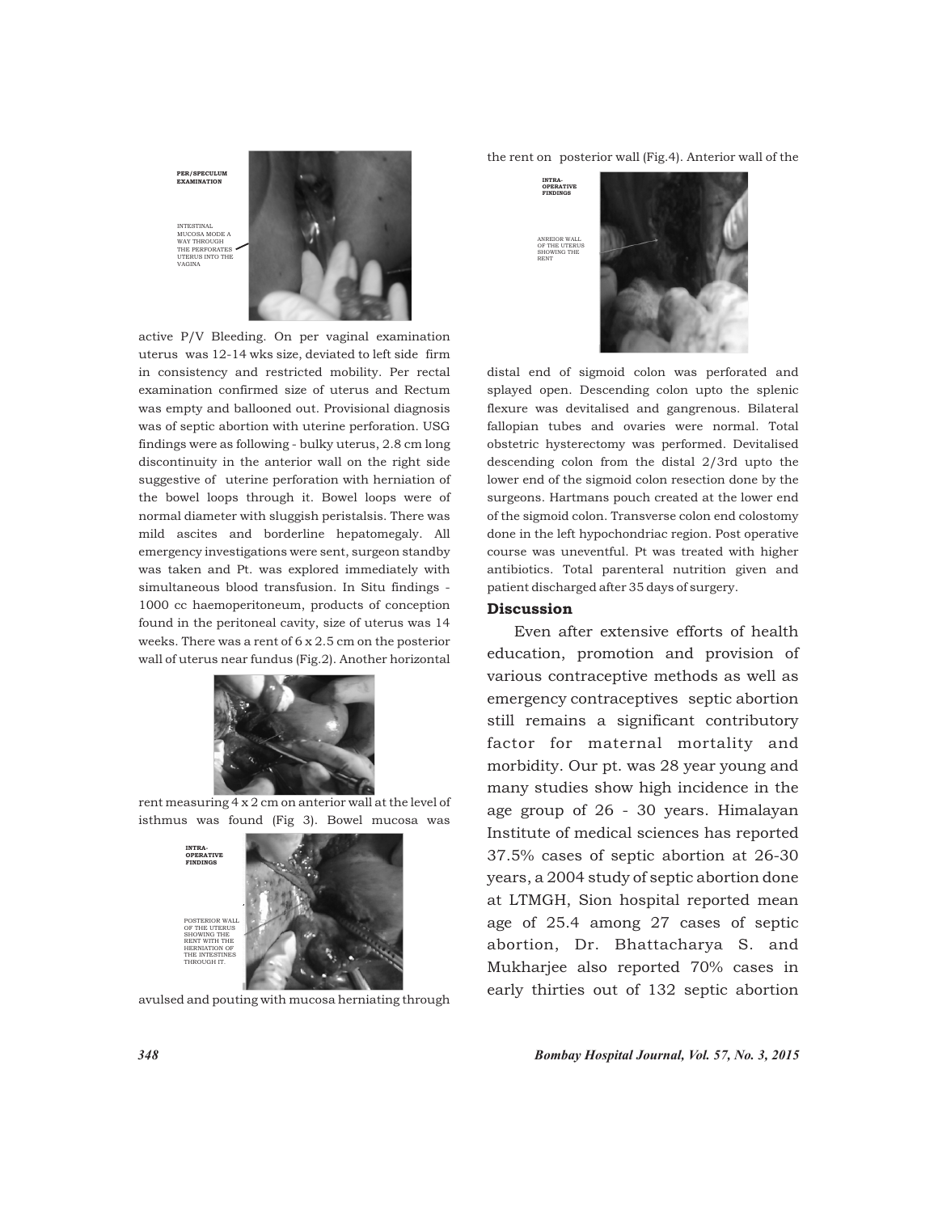active P/V Bleeding. On per vaginal examination uterus was 12-14 wks size, deviated to left side firm in consistency and restricted mobility. Per rectal examination confirmed size of uterus and Rectum was empty and ballooned out. Provisional diagnosis was of septic abortion with uterine perforation. USG findings were as following - bulky uterus, 2.8 cm long discontinuity in the anterior wall on the right side suggestive of uterine perforation with herniation of the bowel loops through it. Bowel loops were of normal diameter with sluggish peristalsis. There was mild ascites and borderline hepatomegaly. All emergency investigations were sent, surgeon standby was taken and Pt. was explored immediately with simultaneous blood transfusion. In Situ findings - 1000 cc haemoperitoneum, products of conception found in the peritoneal cavity, size of uterus was 14 weeks. There was a rent of 6 x 2.5 cm on the posterior wall of uterus near fundus (Fig.2). Another horizontal rent measuring 4 x 2 cm on anterior wall at the level of isthmus was found (Fig 3). Bowel mucosa was avulsed and pouting with mucosa herniating through the rent on posterior wall (Fig.4). Anterior wall of the distal end of sigmoid colon was perforated and splayed open. Descending colon upto the splenic flexure was devitalised and gangrenous. Bilateral fallopian tubes and ovaries were normal. Total obstetric hysterectomy was performed. Devitalised descending colon from the distal 2/3rd upto the lower end of the sigmoid colon resection done by the surgeons. Hartmans pouch created at the lower end of the sigmoid colon. Transverse colon end colostomy done in the left hypochondriac region. Post operative course was uneventful. Pt was treated with higher antibiotics. Total parenteral nutrition given and patient discharged after 35 days of surgery.

## Discussion

Even after extensive efforts of health education, promotion and provision of various contraceptive methods as well as emergency contraceptives septic abortion still remains a significant contributory factor for maternal mortality and morbidity. Our pt. was 28 year young and many studies show high incidence in the age group of 26 - 30 years. Himalayan Institute of medical sciences has reported 37.5% cases of septic abortion at 26-30 years, a 2004 study of septic abortion done at LTMGH, Sion hospital reported mean age of 25.4 among 27 cases of septic abortion, Dr. Bhattacharya S. and Mukharjee also reported 70% cases in early thirties out of 132 septic abortion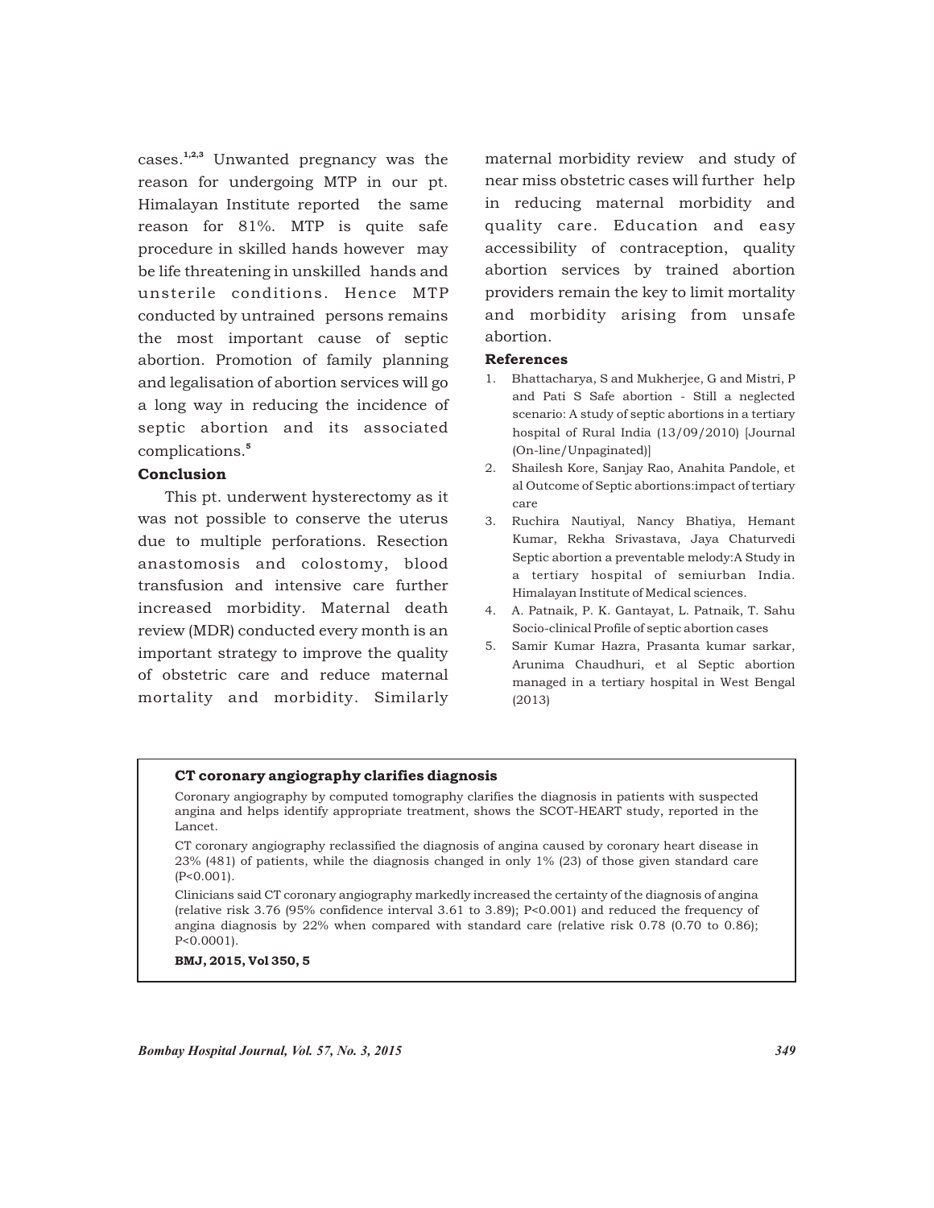cases.[1,2,3] Unwanted pregnancy was the reason for undergoing MTP in our pt. Himalayan Institute reported the same reason for 81%. MTP is quite safe procedure in skilled hands however may be life threatening in unskilled hands and unsterile conditions. Hence MTP conducted by untrained persons remains the most important cause of septic abortion. Promotion of family planning and legalisation of abortion services will go a long way in reducing the incidence of septic abortion and its associated complications.[5]

## Conclusion

This pt. underwent hysterectomy as it was not possible to conserve the uterus due to multiple perforations. Resection anastomosis and colostomy, blood transfusion and intensive care further increased morbidity. Maternal death review (MDR) conducted every month is an important strategy to improve the quality of obstetric care and reduce maternal mortality and morbidity. Similarly maternal morbidity review and study of near miss obstetric cases will further help in reducing maternal morbidity and quality care. Education and easy accessibility of contraception, quality abortion services by trained abortion providers remain the key to limit mortality and morbidity arising from unsafe abortion.

## References

1. Bhattacharya, S and Mukherjee, G and Mistri, P and Pati S Safe abortion - Still a neglected scenario: A study of septic abortions in a tertiary hospital of Rural India (13/09/2010) [Journal (On-line/Unpaginated)]
2. Shailesh Kore, Sanjay Rao, Anahita Pandole, et al Outcome of Septic abortions:impact of tertiary care
3. Ruchira Nautiyal, Nancy Bhatiya, Hemant Kumar, Rekha Srivastava, Jaya Chaturvedi Septic abortion a preventable melody:A Study in a tertiary hospital of semiurban India. Himalayan Institute of Medical sciences.
4. A. Patnaik, P. K. Gantayat, L. Patnaik, T. Sahu Socio-clinical Profile of septic abortion cases
5. Samir Kumar Hazra, Prasanta kumar sarkar, Arunima Chaudhuri, et al Septic abortion managed in a tertiary hospital in West Bengal (2013)

---

**CT coronary angiography clarifies diagnosis**

Coronary angiography by computed tomography clarifies the diagnosis in patients with suspected angina and helps identify appropriate treatment, shows the SCOT-HEART study, reported in the Lancet.

CT coronary angiography reclassified the diagnosis of angina caused by coronary heart disease in 23% (481) of patients, while the diagnosis changed in only 1% (23) of those given standard care ($P<0.001$).

Clinicians said CT coronary angiography markedly increased the certainty of the diagnosis of angina (relative risk 3.76 (95% confidence interval 3.61 to 3.89); $P<0.001$) and reduced the frequency of angina diagnosis by 22% when compared with standard care (relative risk 0.78 (0.70 to 0.86); $P<0.0001$).

**BMJ, 2015, Vol 350, 5**